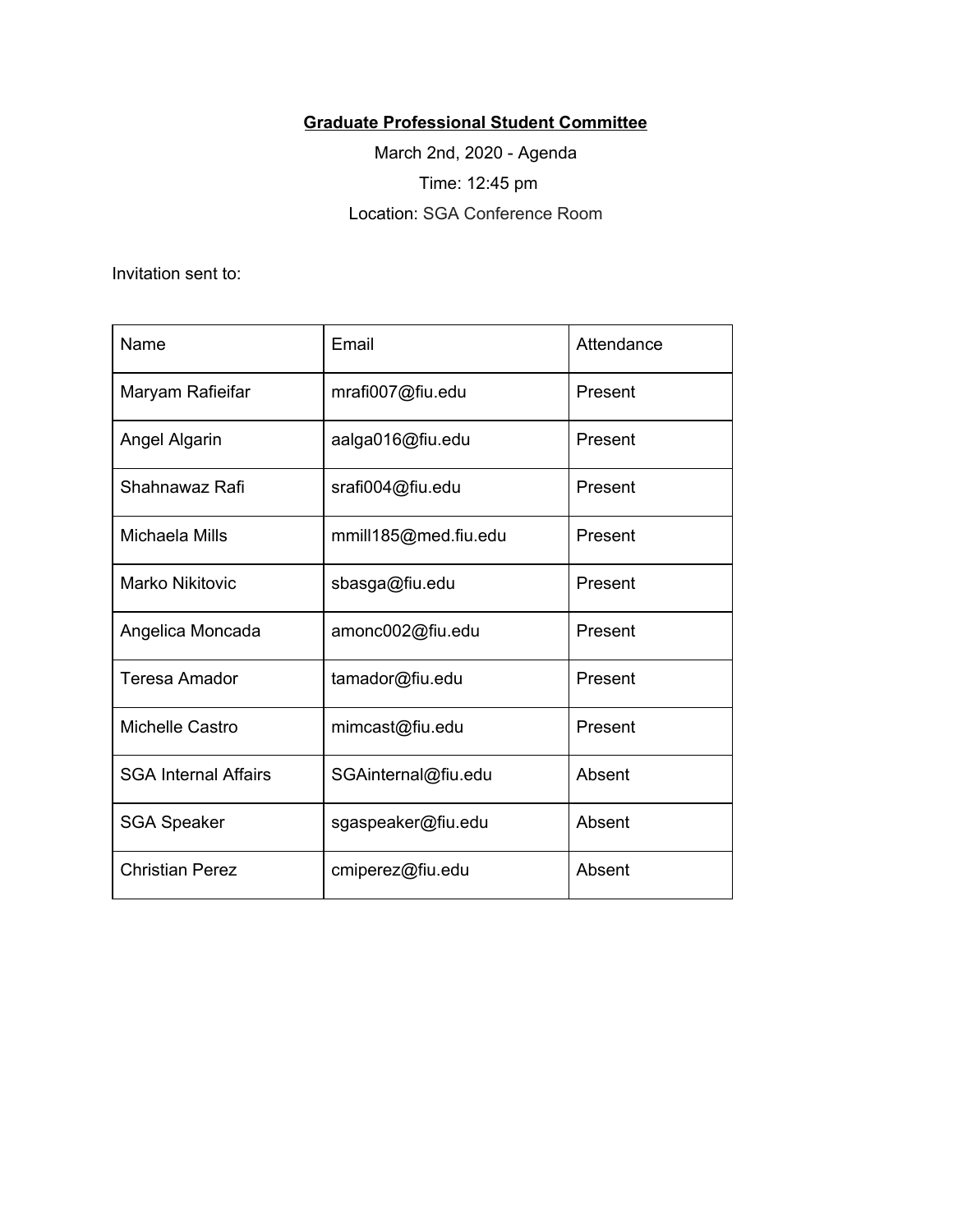**<u>Graduate Professional Student Committee</u>**

March 2nd, 2020 - Agenda

Time: 12:45 pm

Location: SGA Conference Room

Invitation sent to:

| Name | Email | Attendance |
| --- | --- | --- |
| Maryam Rafieifar | mrafi007@fiu.edu | Present |
| Angel Algarin | aalga016@fiu.edu | Present |
| Shahnawaz Rafi | srafi004@fiu.edu | Present |
| Michaela Mills | mmill185@med.fiu.edu | Present |
| Marko Nikitovic | sbasga@fiu.edu | Present |
| Angelica Moncada | amonc002@fiu.edu | Present |
| Teresa Amador | tamador@fiu.edu | Present |
| Michelle Castro | mimcast@fiu.edu | Present |
| SGA Internal Affairs | SGAinternal@fiu.edu | Absent |
| SGA Speaker | sgaspeaker@fiu.edu | Absent |
| Christian Perez | cmiperez@fiu.edu | Absent |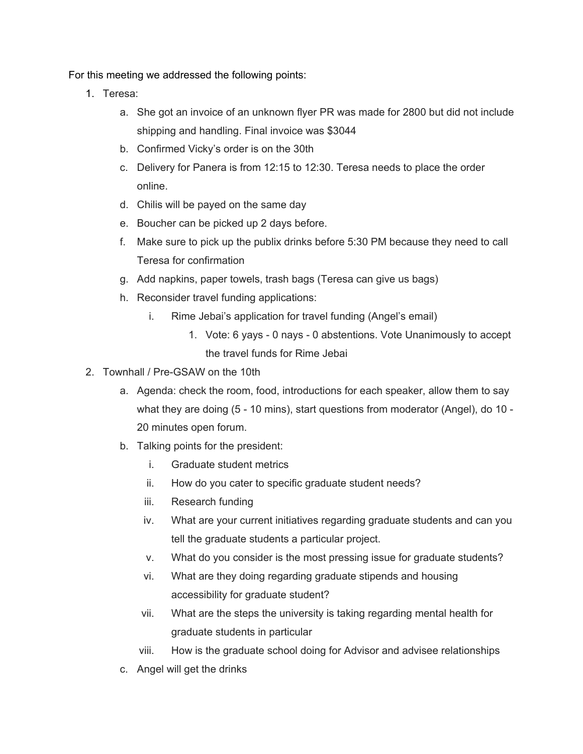For this meeting we addressed the following points:

1. Teresa:
    a. She got an invoice of an unknown flyer PR was made for 2800 but did not include shipping and handling. Final invoice was $3044
    b. Confirmed Vicky's order is on the 30th
    c. Delivery for Panera is from 12:15 to 12:30. Teresa needs to place the order online.
    d. Chilis will be payed on the same day
    e. Boucher can be picked up 2 days before.
    f. Make sure to pick up the publix drinks before 5:30 PM because they need to call Teresa for confirmation
    g. Add napkins, paper towels, trash bags (Teresa can give us bags)
    h. Reconsider travel funding applications:
        i. Rime Jebai's application for travel funding (Angel's email)
            1. Vote: 6 yays - 0 nays - 0 abstentions. Vote Unanimously to accept the travel funds for Rime Jebai
2. Townhall / Pre-GSAW on the 10th
    a. Agenda: check the room, food, introductions for each speaker, allow them to say what they are doing (5 - 10 mins), start questions from moderator (Angel), do 10 - 20 minutes open forum.
    b. Talking points for the president:
        i. Graduate student metrics
        ii. How do you cater to specific graduate student needs?
        iii. Research funding
        iv. What are your current initiatives regarding graduate students and can you tell the graduate students a particular project.
        v. What do you consider is the most pressing issue for graduate students?
        vi. What are they doing regarding graduate stipends and housing accessibility for graduate student?
        vii. What are the steps the university is taking regarding mental health for graduate students in particular
        viii. How is the graduate school doing for Advisor and advisee relationships
    c. Angel will get the drinks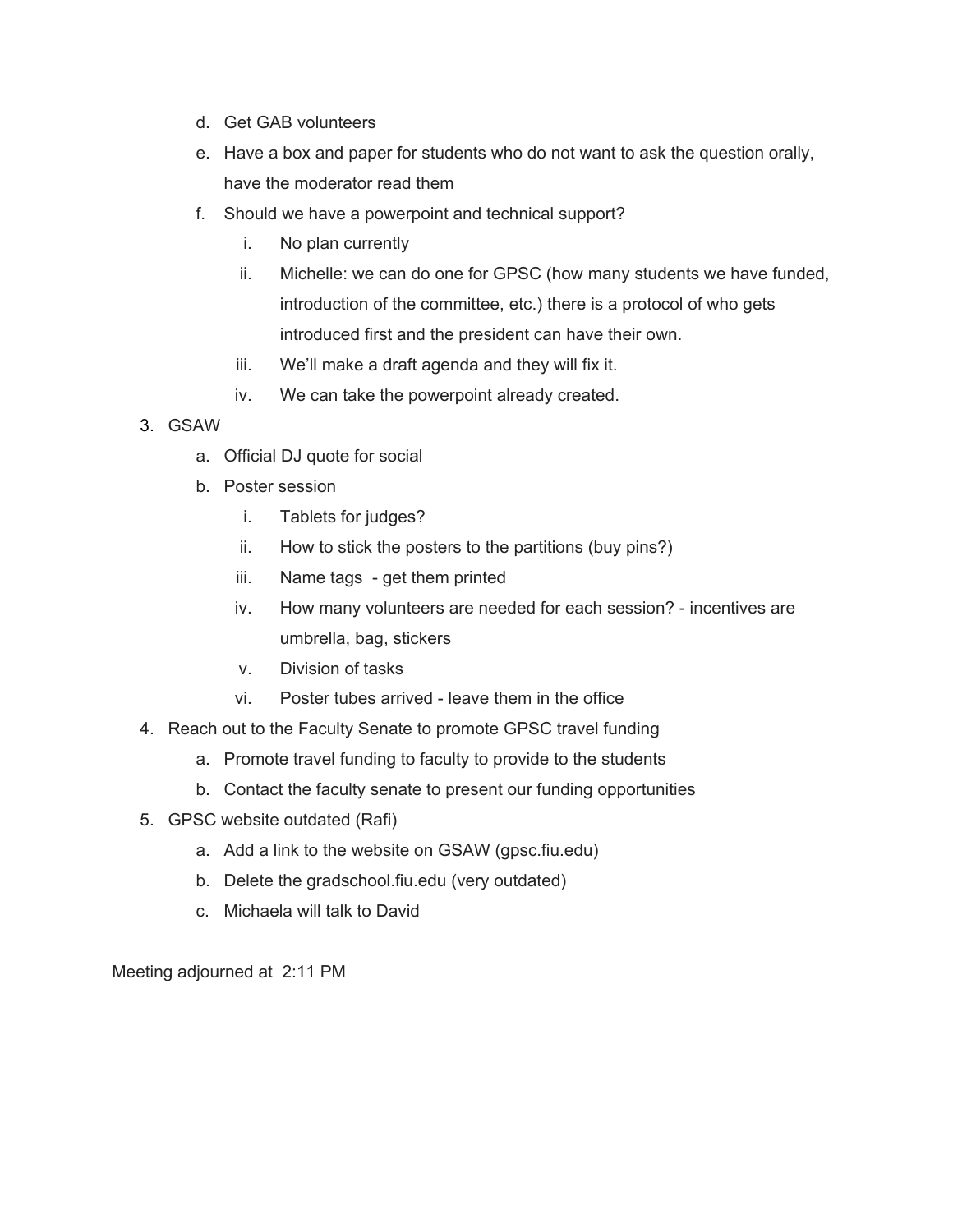d. Get GAB volunteers
   e. Have a box and paper for students who do not want to ask the question orally, have the moderator read them
   f. Should we have a powerpoint and technical support?
      i. No plan currently
      ii. Michelle: we can do one for GPSC (how many students we have funded, introduction of the committee, etc.) there is a protocol of who gets introduced first and the president can have their own.
      iii. We'll make a draft agenda and they will fix it.
      iv. We can take the powerpoint already created.
3. GSAW
   a. Official DJ quote for social
   b. Poster session
      i. Tablets for judges?
      ii. How to stick the posters to the partitions (buy pins?)
      iii. Name tags - get them printed
      iv. How many volunteers are needed for each session? - incentives are umbrella, bag, stickers
      v. Division of tasks
      vi. Poster tubes arrived - leave them in the office
4. Reach out to the Faculty Senate to promote GPSC travel funding
   a. Promote travel funding to faculty to provide to the students
   b. Contact the faculty senate to present our funding opportunities
5. GPSC website outdated (Rafi)
   a. Add a link to the website on GSAW (gpsc.fiu.edu)
   b. Delete the gradschool.fiu.edu (very outdated)
   c. Michaela will talk to David

Meeting adjourned at 2:11 PM